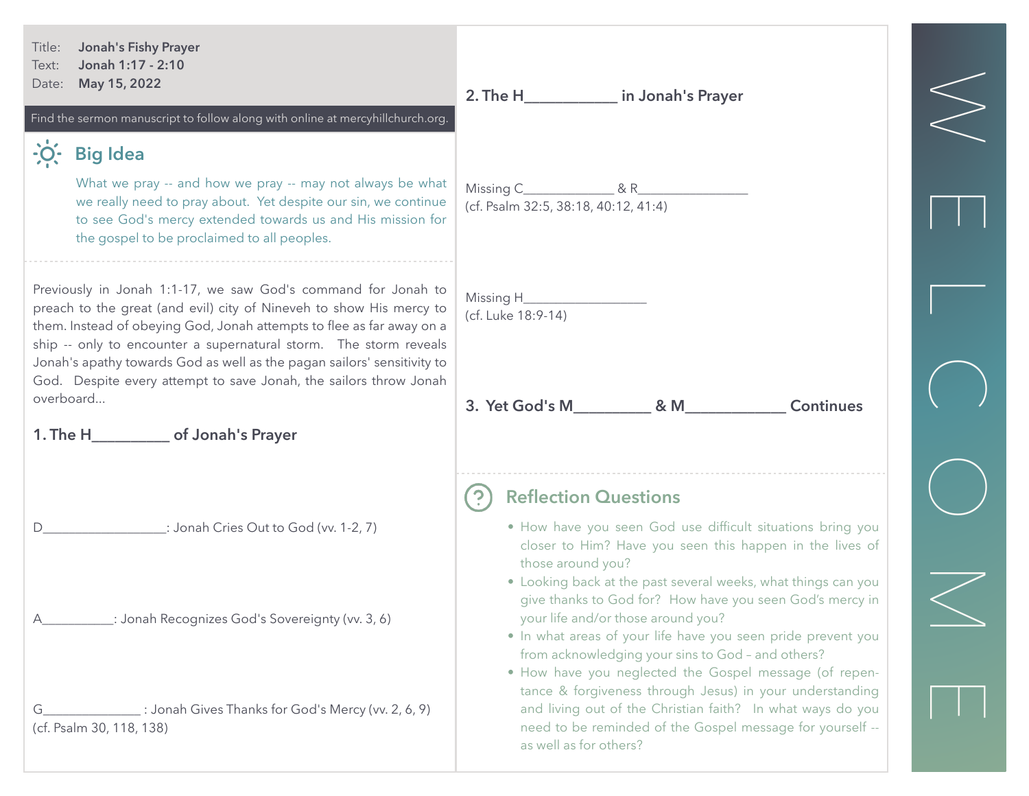Title: **Jonah's Fishy Prayer**
Text: **Jonah 1:17 - 2:10**
Date: **May 15, 2022**

Find the sermon manuscript to follow along with online at mercyhillchurch.org.

## Big Idea

What we pray -- and how we pray -- may not always be what we really need to pray about. Yet despite our sin, we continue to see God's mercy extended towards us and His mission for the gospel to be proclaimed to all peoples.

Previously in Jonah 1:1-17, we saw God's command for Jonah to preach to the great (and evil) city of Nineveh to show His mercy to them. Instead of obeying God, Jonah attempts to flee as far away on a ship -- only to encounter a supernatural storm. The storm reveals Jonah's apathy towards God as well as the pagan sailors' sensitivity to God. Despite every attempt to save Jonah, the sailors throw Jonah overboard...

### 1. The H_________ of Jonah's Prayer

D_________________: Jonah Cries Out to God (vv. 1-2, 7)

A__________: Jonah Recognizes God's Sovereignty (vv. 3, 6)

G_____________ : Jonah Gives Thanks for God's Mercy (vv. 2, 6, 9)
(cf. Psalm 30, 118, 138)

### 2. The H___________ in Jonah's Prayer

Missing C_____________ & R_______________
(cf. Psalm 32:5, 38:18, 40:12, 41:4)

Missing H_________________
(cf. Luke 18:9-14)

### 3. Yet God's M_________ & M____________ Continues

## Reflection Questions

- How have you seen God use difficult situations bring you closer to Him? Have you seen this happen in the lives of those around you?
- Looking back at the past several weeks, what things can you give thanks to God for? How have you seen God's mercy in your life and/or those around you?
- In what areas of your life have you seen pride prevent you from acknowledging your sins to God – and others?
- How have you neglected the Gospel message (of repentance & forgiveness through Jesus) in your understanding and living out of the Christian faith? In what ways do you need to be reminded of the Gospel message for yourself -- as well as for others?

WELCOME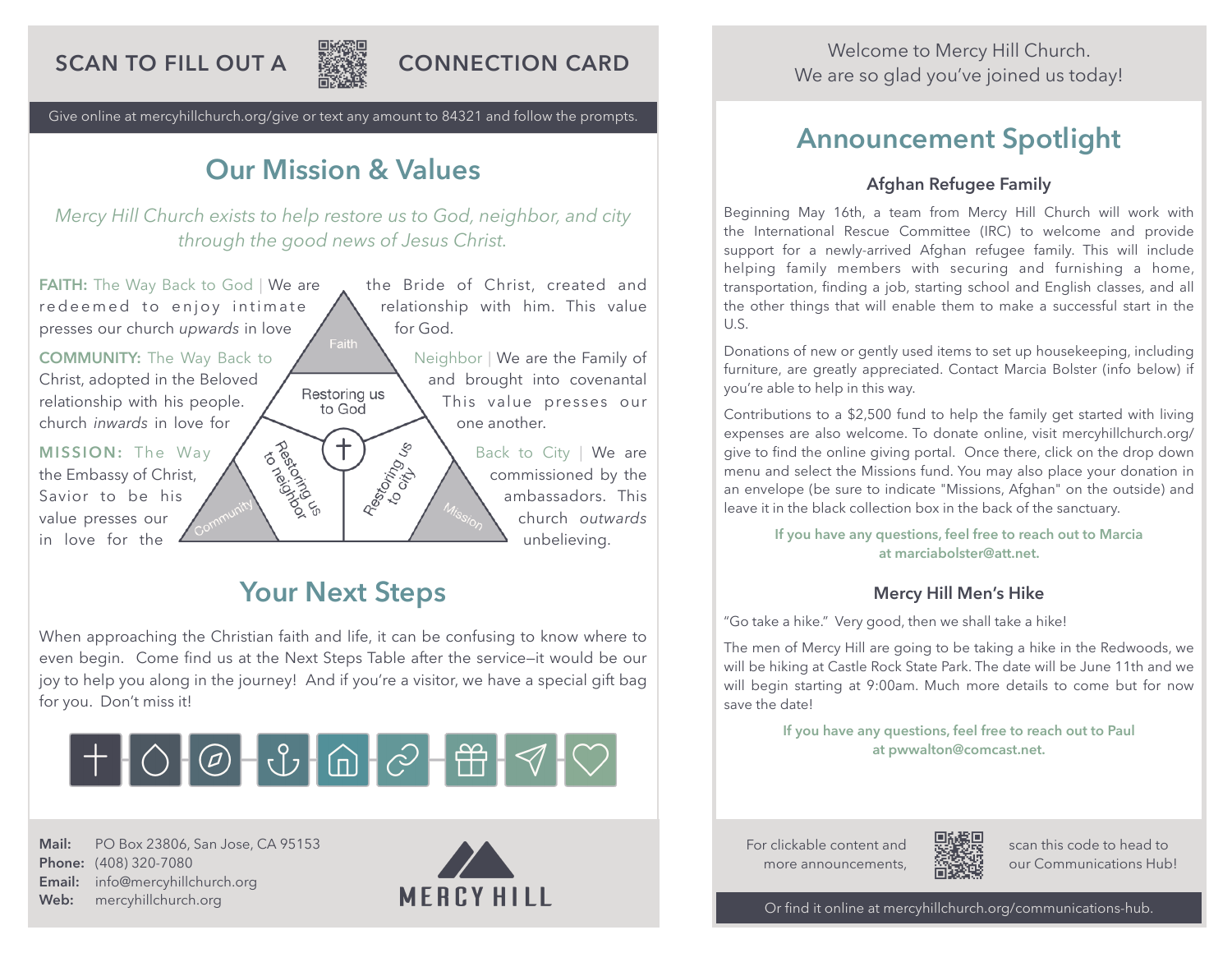SCAN TO FILL OUT A CONNECTION CARD

Give online at mercyhillchurch.org/give or text any amount to 84321 and follow the prompts.

## Our Mission & Values

*Mercy Hill Church exists to help restore us to God, neighbor, and city through the good news of Jesus Christ.*

**FAITH:** The Way Back to God | We are redeemed to enjoy intimate relationship with him. This value presses our church *upwards* in love for God.

**COMMUNITY:** The Way Back to Neighbor | We are the Family of Christ, adopted in the Beloved and brought into covenantal relationship with his people. This value presses our church *inwards* in love for one another.

**MISSION:** The Way Back to City | We are the Embassy of Christ, commissioned by the Savior to be his ambassadors. This value presses our church *outwards* in love for the unbelieving.

Faith
Restoring us to God
Restoring us to neighbor
Restoring us to city
Community
Mission

## Your Next Steps

When approaching the Christian faith and life, it can be confusing to know where to even begin. Come find us at the Next Steps Table after the service—it would be our joy to help you along in the journey! And if you're a visitor, we have a special gift bag for you. Don't miss it!

**Mail:** PO Box 23806, San Jose, CA 95153
**Phone:** (408) 320-7080
**Email:** info@mercyhillchurch.org
**Web:** mercyhillchurch.org

MERCY HILL

Welcome to Mercy Hill Church.
We are so glad you've joined us today!

## Announcement Spotlight

### Afghan Refugee Family

Beginning May 16th, a team from Mercy Hill Church will work with the International Rescue Committee (IRC) to welcome and provide support for a newly-arrived Afghan refugee family. This will include helping family members with securing and furnishing a home, transportation, finding a job, starting school and English classes, and all the other things that will enable them to make a successful start in the U.S.

Donations of new or gently used items to set up housekeeping, including furniture, are greatly appreciated. Contact Marcia Bolster (info below) if you're able to help in this way.

Contributions to a $2,500 fund to help the family get started with living expenses are also welcome. To donate online, visit mercyhillchurch.org/give to find the online giving portal. Once there, click on the drop down menu and select the Missions fund. You may also place your donation in an envelope (be sure to indicate "Missions, Afghan" on the outside) and leave it in the black collection box in the back of the sanctuary.

**If you have any questions, feel free to reach out to Marcia at marciabolster@att.net.**

### Mercy Hill Men's Hike

"Go take a hike." Very good, then we shall take a hike!

The men of Mercy Hill are going to be taking a hike in the Redwoods, we will be hiking at Castle Rock State Park. The date will be June 11th and we will begin starting at 9:00am. Much more details to come but for now save the date!

**If you have any questions, feel free to reach out to Paul at pwwalton@comcast.net.**

For clickable content and more announcements, scan this code to head to our Communications Hub!

Or find it online at mercyhillchurch.org/communications-hub.